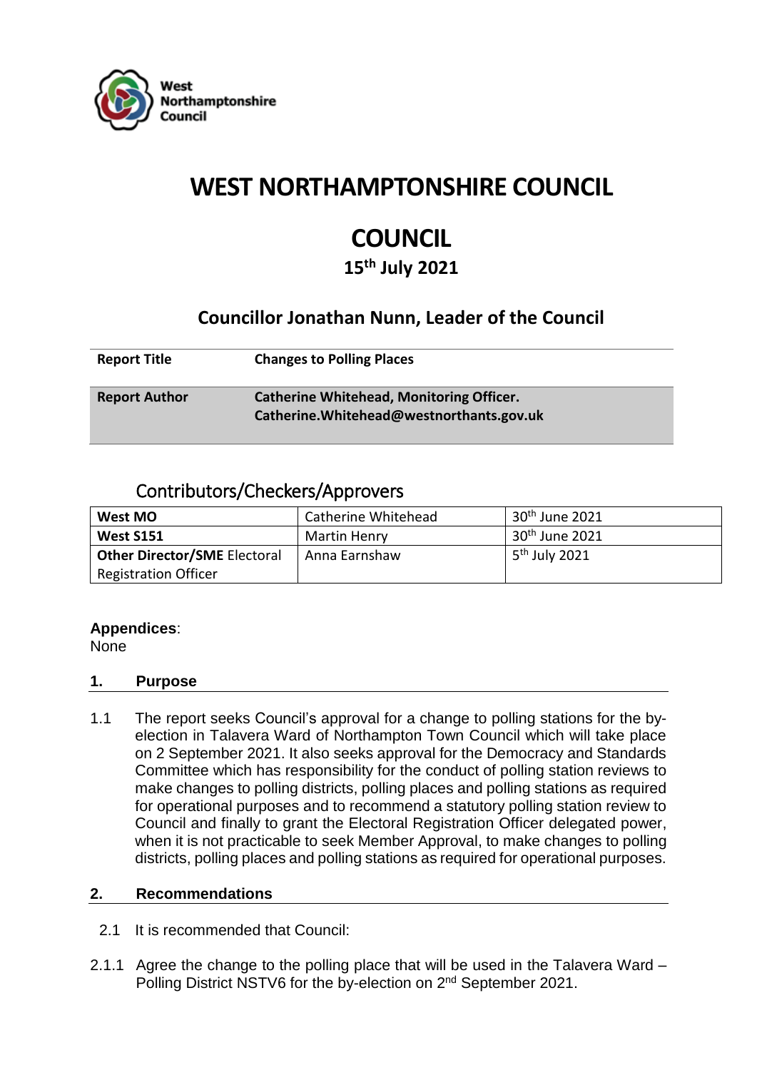# WEST NORTHAMPTONSHIRE COUNCIL

# COUNCIL

## 15th July 2021

## Councillor Jonathan Nunn, Leader of the Council

| | |
|---|---|
| **Report Title** | **Changes to Polling Places** |
| **Report Author** | **Catherine Whitehead, Monitoring Officer. Catherine.Whitehead@westnorthants.gov.uk** |

## Contributors/Checkers/Approvers

| | | |
|---|---|---|
| **West MO** | Catherine Whitehead | 30th June 2021 |
| **West S151** | Martin Henry | 30th June 2021 |
| **Other Director/SME** Electoral Registration Officer | Anna Earnshaw | 5th July 2021 |

**Appendices**:
None

### 1. Purpose

1.1 The report seeks Council's approval for a change to polling stations for the by-election in Talavera Ward of Northampton Town Council which will take place on 2 September 2021. It also seeks approval for the Democracy and Standards Committee which has responsibility for the conduct of polling station reviews to make changes to polling districts, polling places and polling stations as required for operational purposes and to recommend a statutory polling station review to Council and finally to grant the Electoral Registration Officer delegated power, when it is not practicable to seek Member Approval, to make changes to polling districts, polling places and polling stations as required for operational purposes.

### 2. Recommendations

2.1 It is recommended that Council:

2.1.1 Agree the change to the polling place that will be used in the Talavera Ward – Polling District NSTV6 for the by-election on 2nd September 2021.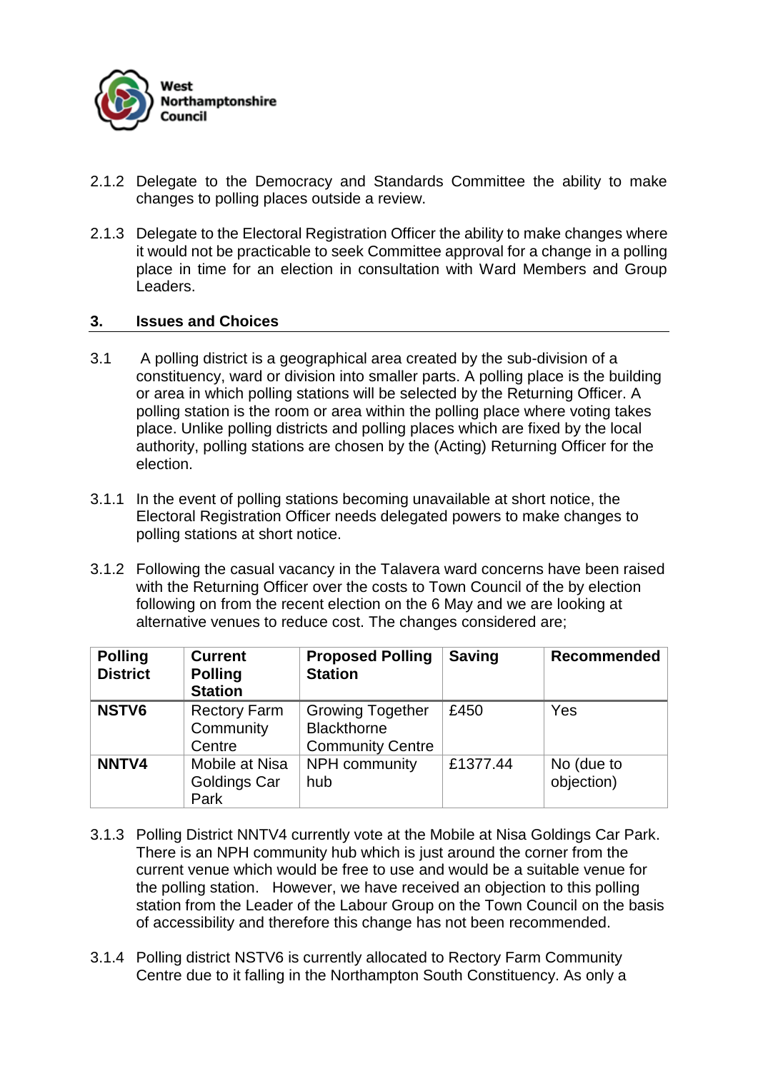2.1.2 Delegate to the Democracy and Standards Committee the ability to make changes to polling places outside a review.

2.1.3 Delegate to the Electoral Registration Officer the ability to make changes where it would not be practicable to seek Committee approval for a change in a polling place in time for an election in consultation with Ward Members and Group Leaders.

## 3. Issues and Choices

3.1 A polling district is a geographical area created by the sub-division of a constituency, ward or division into smaller parts. A polling place is the building or area in which polling stations will be selected by the Returning Officer. A polling station is the room or area within the polling place where voting takes place. Unlike polling districts and polling places which are fixed by the local authority, polling stations are chosen by the (Acting) Returning Officer for the election.

3.1.1 In the event of polling stations becoming unavailable at short notice, the Electoral Registration Officer needs delegated powers to make changes to polling stations at short notice.

3.1.2 Following the casual vacancy in the Talavera ward concerns have been raised with the Returning Officer over the costs to Town Council of the by election following on from the recent election on the 6 May and we are looking at alternative venues to reduce cost. The changes considered are;

| Polling District | Current Polling Station | Proposed Polling Station | Saving | Recommended |
|---|---|---|---|---|
| **NSTV6** | Rectory Farm Community Centre | Growing Together Blackthorne Community Centre | £450 | Yes |
| **NNTV4** | Mobile at Nisa Goldings Car Park | NPH community hub | £1377.44 | No (due to objection) |

3.1.3 Polling District NNTV4 currently vote at the Mobile at Nisa Goldings Car Park. There is an NPH community hub which is just around the corner from the current venue which would be free to use and would be a suitable venue for the polling station. However, we have received an objection to this polling station from the Leader of the Labour Group on the Town Council on the basis of accessibility and therefore this change has not been recommended.

3.1.4 Polling district NSTV6 is currently allocated to Rectory Farm Community Centre due to it falling in the Northampton South Constituency. As only a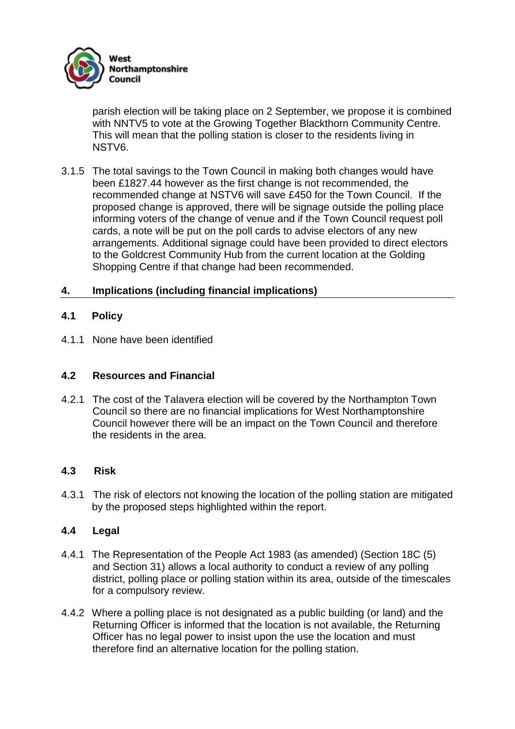parish election will be taking place on 2 September, we propose it is combined with NNTV5 to vote at the Growing Together Blackthorn Community Centre. This will mean that the polling station is closer to the residents living in NSTV6.

3.1.5 The total savings to the Town Council in making both changes would have been £1827.44 however as the first change is not recommended, the recommended change at NSTV6 will save £450 for the Town Council. If the proposed change is approved, there will be signage outside the polling place informing voters of the change of venue and if the Town Council request poll cards, a note will be put on the poll cards to advise electors of any new arrangements. Additional signage could have been provided to direct electors to the Goldcrest Community Hub from the current location at the Golding Shopping Centre if that change had been recommended.

## 4. Implications (including financial implications)

### 4.1 Policy

4.1.1 None have been identified

### 4.2 Resources and Financial

4.2.1 The cost of the Talavera election will be covered by the Northampton Town Council so there are no financial implications for West Northamptonshire Council however there will be an impact on the Town Council and therefore the residents in the area.

### 4.3 Risk

4.3.1 The risk of electors not knowing the location of the polling station are mitigated by the proposed steps highlighted within the report.

### 4.4 Legal

4.4.1 The Representation of the People Act 1983 (as amended) (Section 18C (5) and Section 31) allows a local authority to conduct a review of any polling district, polling place or polling station within its area, outside of the timescales for a compulsory review.

4.4.2 Where a polling place is not designated as a public building (or land) and the Returning Officer is informed that the location is not available, the Returning Officer has no legal power to insist upon the use the location and must therefore find an alternative location for the polling station.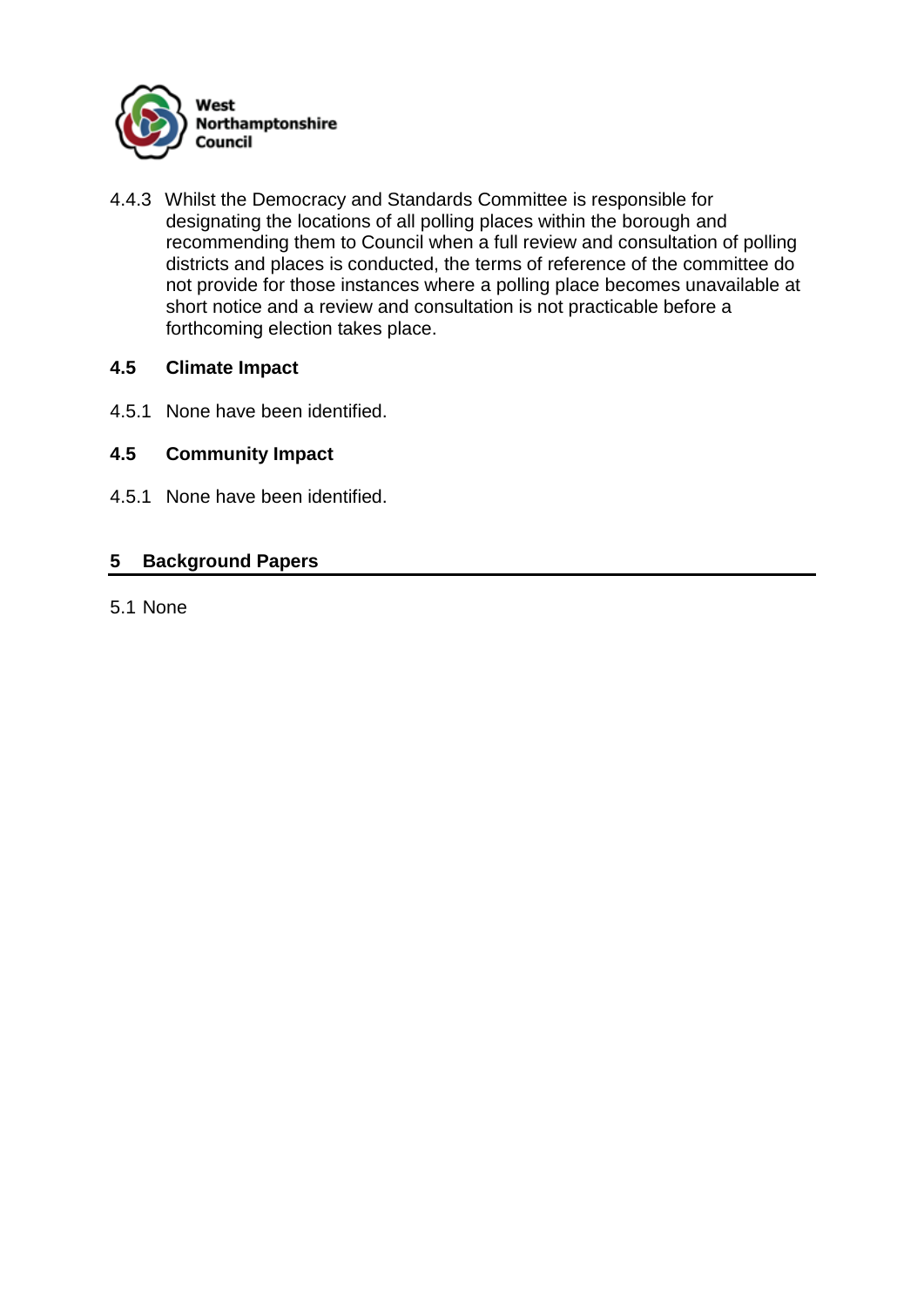4.4.3 Whilst the Democracy and Standards Committee is responsible for designating the locations of all polling places within the borough and recommending them to Council when a full review and consultation of polling districts and places is conducted, the terms of reference of the committee do not provide for those instances where a polling place becomes unavailable at short notice and a review and consultation is not practicable before a forthcoming election takes place.

### 4.5 Climate Impact

4.5.1 None have been identified.

### 4.5 Community Impact

4.5.1 None have been identified.

## 5 Background Papers

5.1 None